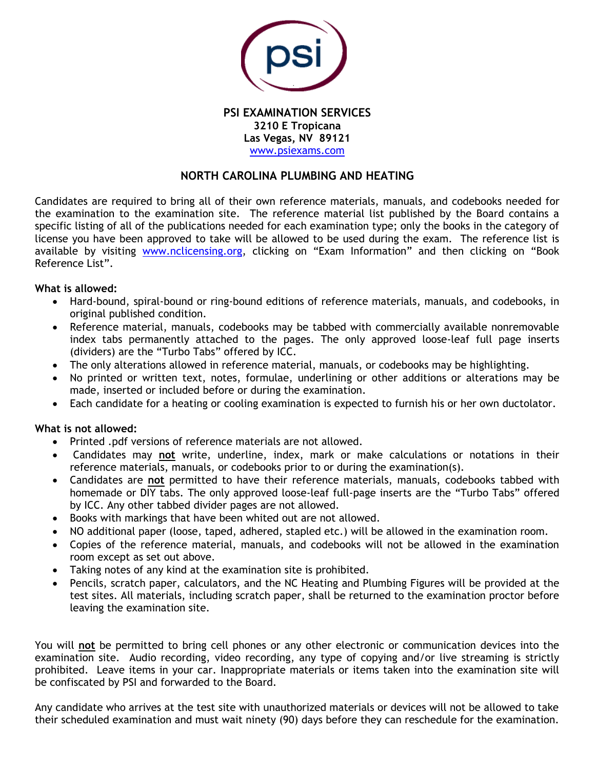**PSI EXAMINATION SERVICES**
**3210 E Tropicana**
**Las Vegas, NV 89121**
www.psiexams.com

## NORTH CAROLINA PLUMBING AND HEATING

Candidates are required to bring all of their own reference materials, manuals, and codebooks needed for the examination to the examination site. The reference material list published by the Board contains a specific listing of all of the publications needed for each examination type; only the books in the category of license you have been approved to take will be allowed to be used during the exam. The reference list is available by visiting www.nclicensing.org, clicking on "Exam Information" and then clicking on "Book Reference List".

**What is allowed:**

- Hard-bound, spiral-bound or ring-bound editions of reference materials, manuals, and codebooks, in original published condition.
- Reference material, manuals, codebooks may be tabbed with commercially available nonremovable index tabs permanently attached to the pages. The only approved loose-leaf full page inserts (dividers) are the "Turbo Tabs" offered by ICC.
- The only alterations allowed in reference material, manuals, or codebooks may be highlighting.
- No printed or written text, notes, formulae, underlining or other additions or alterations may be made, inserted or included before or during the examination.
- Each candidate for a heating or cooling examination is expected to furnish his or her own ductolator.

**What is not allowed:**

- Printed .pdf versions of reference materials are not allowed.
- Candidates may **not** write, underline, index, mark or make calculations or notations in their reference materials, manuals, or codebooks prior to or during the examination(s).
- Candidates are **not** permitted to have their reference materials, manuals, codebooks tabbed with homemade or DIY tabs. The only approved loose-leaf full-page inserts are the "Turbo Tabs" offered by ICC. Any other tabbed divider pages are not allowed.
- Books with markings that have been whited out are not allowed.
- NO additional paper (loose, taped, adhered, stapled etc.) will be allowed in the examination room.
- Copies of the reference material, manuals, and codebooks will not be allowed in the examination room except as set out above.
- Taking notes of any kind at the examination site is prohibited.
- Pencils, scratch paper, calculators, and the NC Heating and Plumbing Figures will be provided at the test sites. All materials, including scratch paper, shall be returned to the examination proctor before leaving the examination site.

You will **not** be permitted to bring cell phones or any other electronic or communication devices into the examination site. Audio recording, video recording, any type of copying and/or live streaming is strictly prohibited. Leave items in your car. Inappropriate materials or items taken into the examination site will be confiscated by PSI and forwarded to the Board.

Any candidate who arrives at the test site with unauthorized materials or devices will not be allowed to take their scheduled examination and must wait ninety (90) days before they can reschedule for the examination.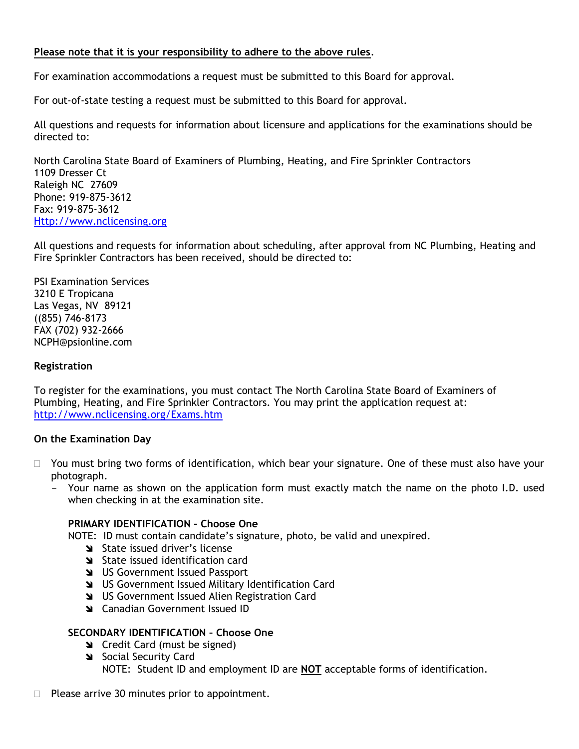**<u>Please note that it is your responsibility to adhere to the above rules</u>**.

For examination accommodations a request must be submitted to this Board for approval.

For out-of-state testing a request must be submitted to this Board for approval.

All questions and requests for information about licensure and applications for the examinations should be directed to:

North Carolina State Board of Examiners of Plumbing, Heating, and Fire Sprinkler Contractors
1109 Dresser Ct
Raleigh NC 27609
Phone: 919-875-3612
Fax: 919-875-3612
[Http://www.nclicensing.org](Http://www.nclicensing.org)

All questions and requests for information about scheduling, after approval from NC Plumbing, Heating and Fire Sprinkler Contractors has been received, should be directed to:

PSI Examination Services
3210 E Tropicana
Las Vegas, NV 89121
((855) 746-8173
FAX (702) 932-2666
NCPH@psionline.com

**Registration**

To register for the examinations, you must contact The North Carolina State Board of Examiners of Plumbing, Heating, and Fire Sprinkler Contractors. You may print the application request at: [http://www.nclicensing.org/Exams.htm](http://www.nclicensing.org/Exams.htm)

**On the Examination Day**

- You must bring two forms of identification, which bear your signature. One of these must also have your photograph.
  - Your name as shown on the application form must exactly match the name on the photo I.D. used when checking in at the examination site.

  **PRIMARY IDENTIFICATION – Choose One**
  NOTE: ID must contain candidate's signature, photo, be valid and unexpired.
  - State issued driver's license
  - State issued identification card
  - US Government Issued Passport
  - US Government Issued Military Identification Card
  - US Government Issued Alien Registration Card
  - Canadian Government Issued ID

  **SECONDARY IDENTIFICATION – Choose One**
  - Credit Card (must be signed)
  - Social Security Card

    NOTE: Student ID and employment ID are **<u>NOT</u>** acceptable forms of identification.

- Please arrive 30 minutes prior to appointment.